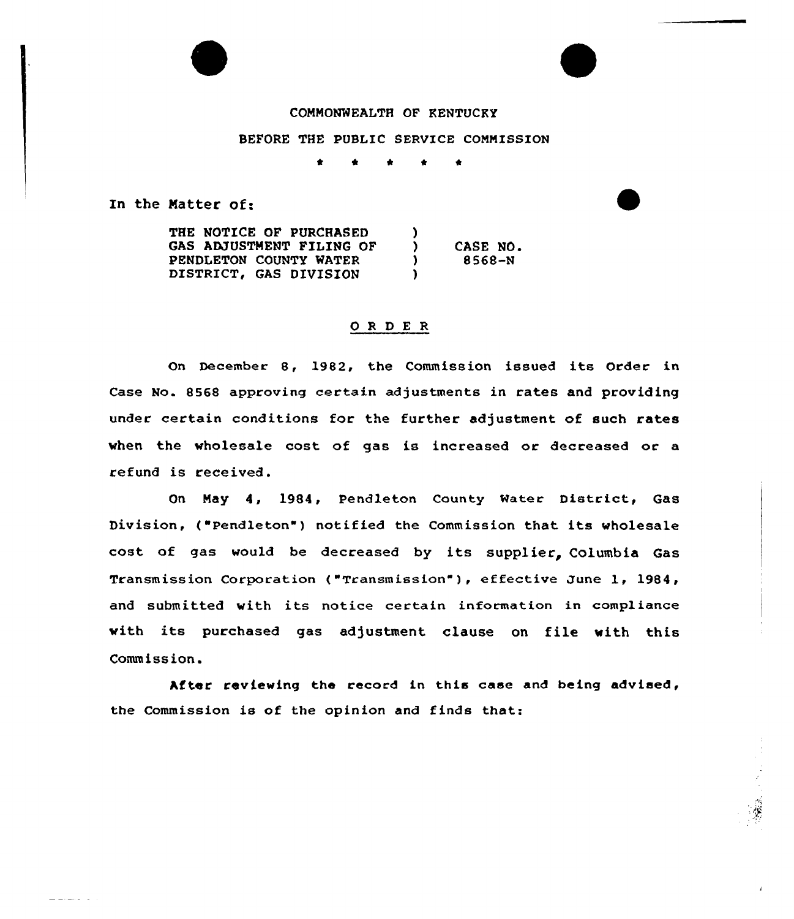COMMONWEALTH OF KENTUCKY

BEFORE THE PUBLIC SERVICE COMMISSION

\* \* \* \* \*

In the Matter of:

| | | |
|---|---|---|
| THE NOTICE OF PURCHASED GAS ADJUSTMENT FILING OF PENDLETON COUNTY WATER DISTRICT, GAS DIVISION | ) ) ) ) | CASE NO. 8568-N |

## O R D E R

On December 8, 1982, the Commission issued its Order in Case No. 8568 approving certain adjustments in rates and providing under certain conditions for the further adjustment of such rates when the wholesale cost of gas is increased or decreased or a refund is received.

On May 4, 1984, Pendleton County Water District, Gas Division, ("Pendleton") notified the Commission that its wholesale cost of gas would be decreased by its supplier, Columbia Gas Transmission Corporation ("Transmission"), effective June 1, 1984, and submitted with its notice certain information in compliance with its purchased gas adjustment clause on file with this Commission.

After reviewing the record in this case and being advised, the Commission is of the opinion and finds that: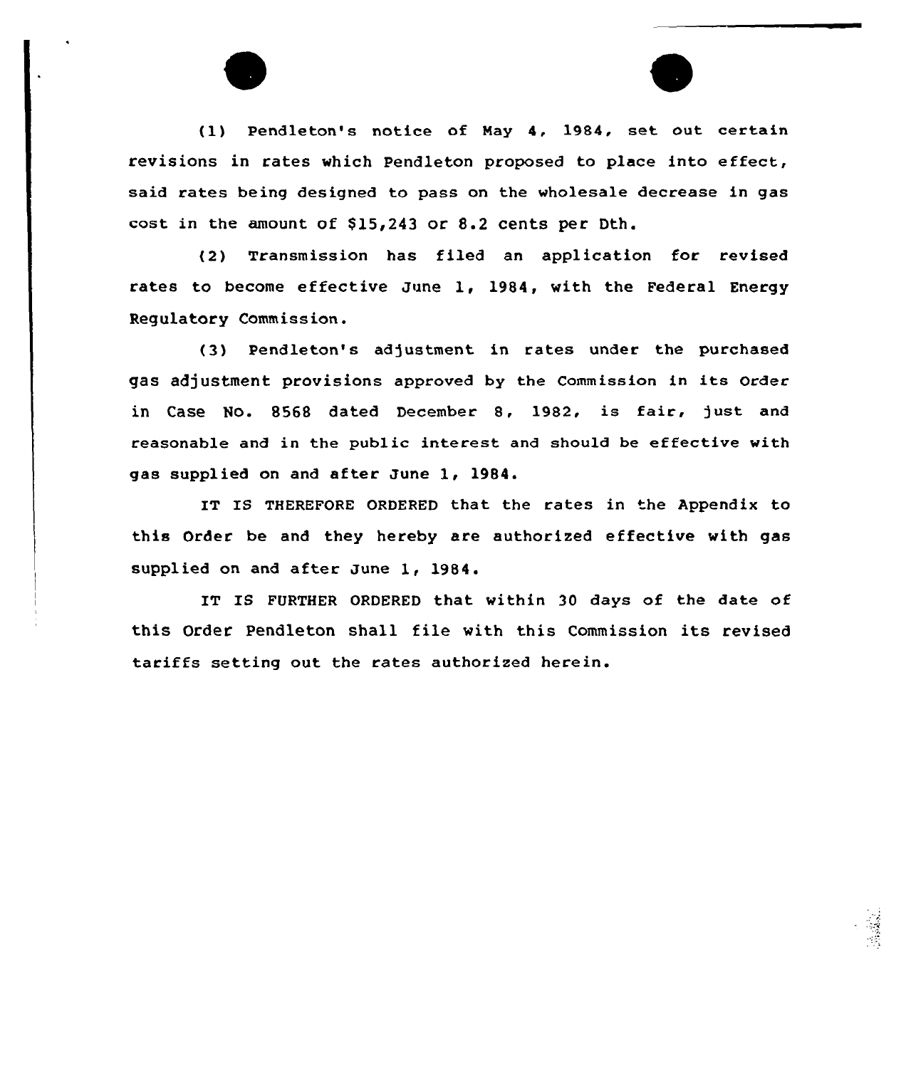(1) Pendleton's notice of May 4, 1984, set out certain revisions in rates which Pendleton proposed to place into effect, said rates being designed to pass on the wholesale decrease in gas cost in the amount of $15,243 or 8.2 cents per Dth.

(2) Transmission has filed an application for revised rates to become effective June 1, 1984, with the Federal Energy Regulatory Commission.

(3) Pendleton's adjustment in rates under the purchased gas adjustment provisions approved by the Commission in its Order in Case No. 8568 dated December 8, 1982, is fair, just and reasonable and in the public interest and should be effective with gas supplied on and after June 1, 1984.

IT IS THEREFORE ORDERED that the rates in the Appendix to this Order be and they hereby are authorized effective with gas supplied on and after June 1, 1984.

IT IS FURTHER ORDERED that within 30 days of the date of this Order Pendleton shall file with this Commission its revised tariffs setting out the rates authorized herein.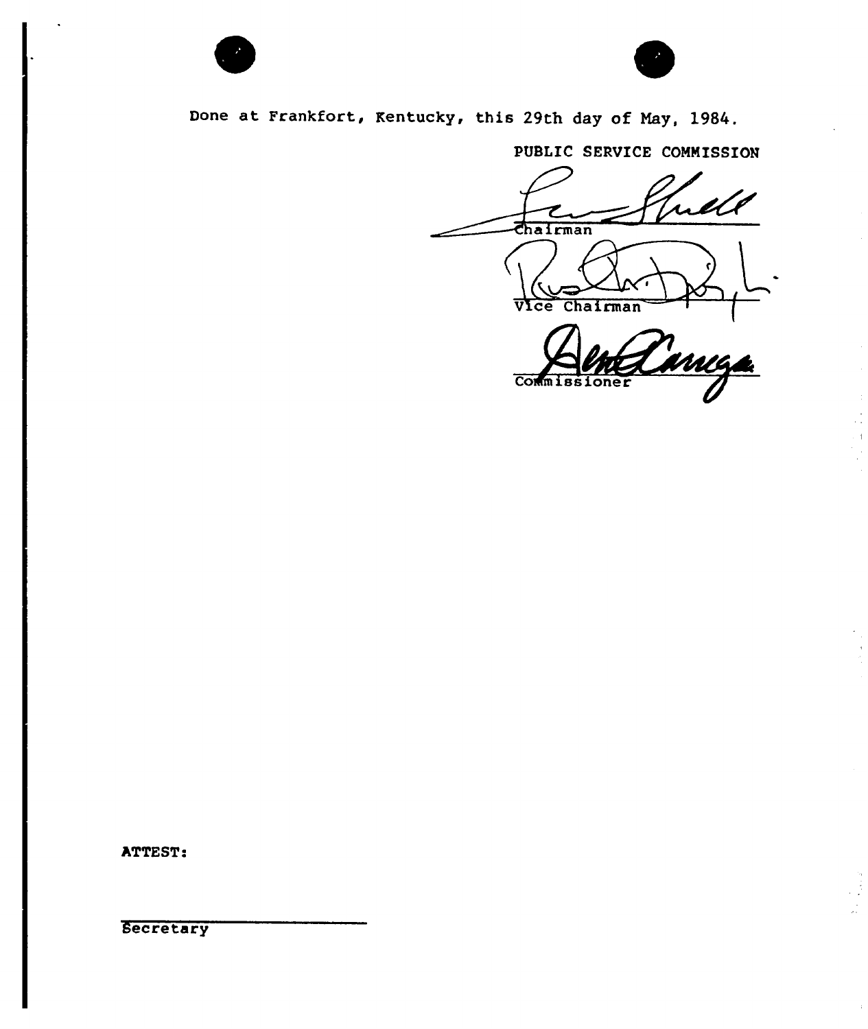Done at Frankfort, Kentucky, this 29th day of May, 1984.

PUBLIC SERVICE COMMISSION

Chairman

Vice Chairman

Commissioner

ATTEST:

Secretary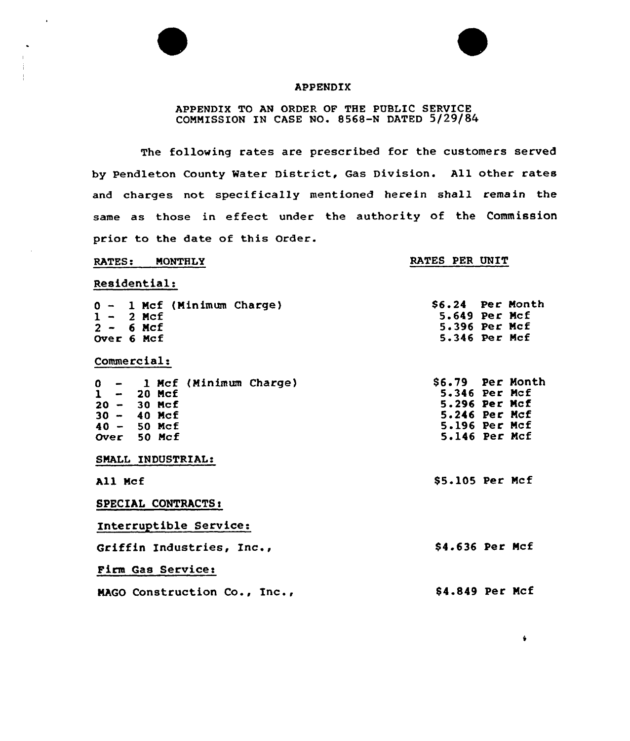# APPENDIX

APPENDIX TO AN ORDER OF THE PUBLIC SERVICE COMMISSION IN CASE NO. 8568-N DATED 5/29/84

The following rates are prescribed for the customers served by Pendleton County Water District, Gas Division. All other rates and charges not specifically mentioned herein shall remain the same as those in effect under the authority of the Commission prior to the date of this Order.

| RATES: MONTHLY | RATES PER UNIT |
|---|---|
| **Residential:** | |
| 0 - 1 Mcf (Minimum Charge) | $6.24 Per Month |
| 1 - 2 Mcf | 5.649 Per Mcf |
| 2 - 6 Mcf | 5.396 Per Mcf |
| Over 6 Mcf | 5.346 Per Mcf |
| **Commercial:** | |
| 0 - 1 Mcf (Minimum Charge) | $6.79 Per Month |
| 1 - 20 Mcf | 5.346 Per Mcf |
| 20 - 30 Mcf | 5.296 Per Mcf |
| 30 - 40 Mcf | 5.246 Per Mcf |
| 40 - 50 Mcf | 5.196 Per Mcf |
| Over 50 Mcf | 5.146 Per Mcf |
| **SMALL INDUSTRIAL:** | |
| All Mcf | $5.105 Per Mcf |
| **SPECIAL CONTRACTS:** | |
| **Interruptible Service:** | |
| Griffin Industries, Inc., | $4.636 Per Mcf |
| **Firm Gas Service:** | |
| MAGO Construction Co., Inc., | $4.849 Per Mcf |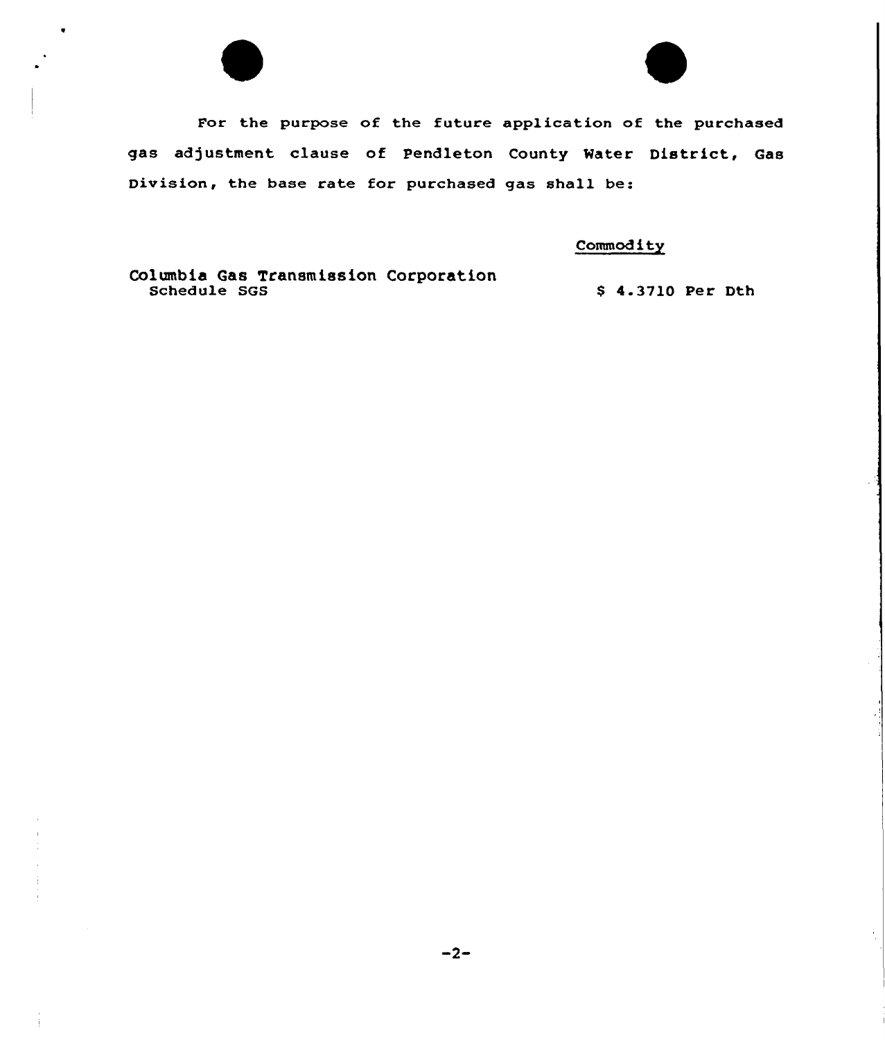For the purpose of the future application of the purchased gas adjustment clause of Pendleton County Water District, Gas Division, the base rate for purchased gas shall be:

| | Commodity |
|---|---|
| Columbia Gas Transmission Corporation<br>Schedule SGS | $ 4.3710 Per Dth |